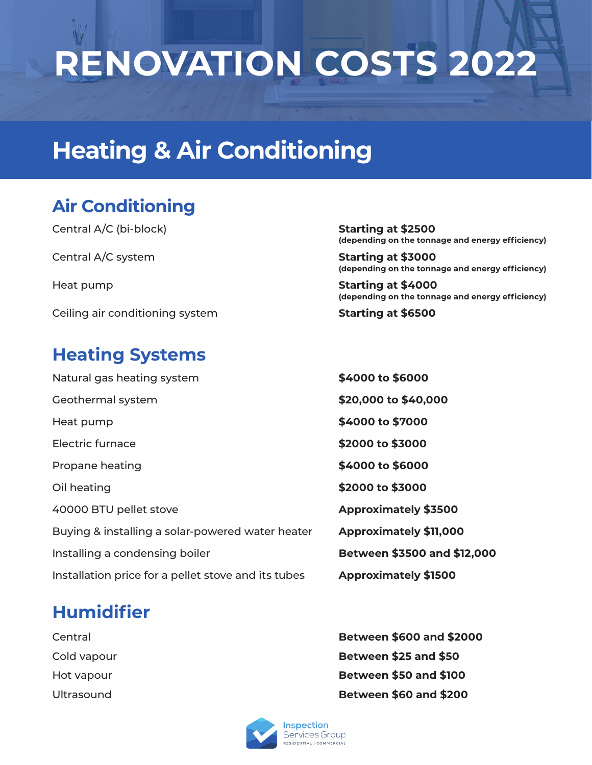# RENOVATION COSTS 2022

## Heating & Air Conditioning

### Air Conditioning

| | |
|---|---|
| Central A/C (bi-block) | **Starting at $2500** **(depending on the tonnage and energy efficiency)** |
| Central A/C system | **Starting at $3000** **(depending on the tonnage and energy efficiency)** |
| Heat pump | **Starting at $4000** **(depending on the tonnage and energy efficiency)** |
| Ceiling air conditioning system | **Starting at $6500** |

### Heating Systems

| | |
|---|---|
| Natural gas heating system | **$4000 to $6000** |
| Geothermal system | **$20,000 to $40,000** |
| Heat pump | **$4000 to $7000** |
| Electric furnace | **$2000 to $3000** |
| Propane heating | **$4000 to $6000** |
| Oil heating | **$2000 to $3000** |
| 40000 BTU pellet stove | **Approximately $3500** |
| Buying & installing a solar-powered water heater | **Approximately $11,000** |
| Installing a condensing boiler | **Between $3500 and $12,000** |
| Installation price for a pellet stove and its tubes | **Approximately $1500** |

### Humidifier

| | |
|---|---|
| Central | **Between $600 and $2000** |
| Cold vapour | **Between $25 and $50** |
| Hot vapour | **Between $50 and $100** |
| Ultrasound | **Between $60 and $200** |

Inspection Services Group
RESIDENTIAL | COMMERCIAL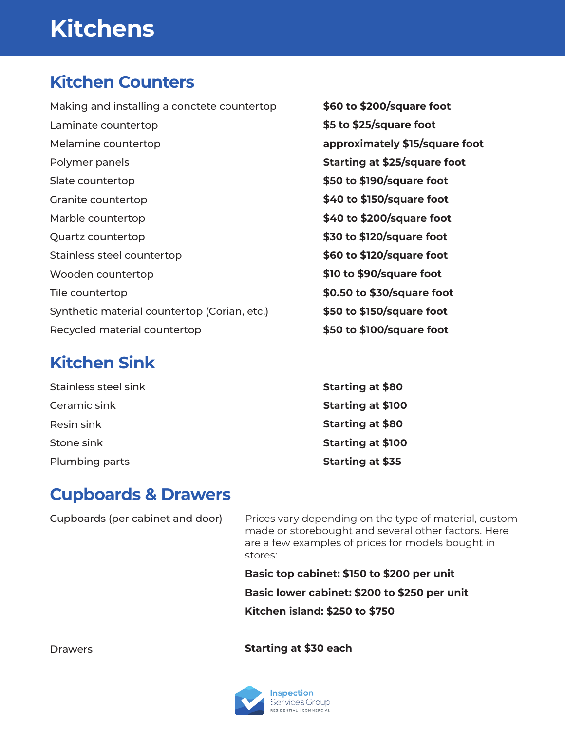# Kitchens

## Kitchen Counters

| | |
|---|---|
| Making and installing a conctete countertop | **$60 to $200/square foot** |
| Laminate countertop | **$5 to $25/square foot** |
| Melamine countertop | **approximately $15/square foot** |
| Polymer panels | **Starting at $25/square foot** |
| Slate countertop | **$50 to $190/square foot** |
| Granite countertop | **$40 to $150/square foot** |
| Marble countertop | **$40 to $200/square foot** |
| Quartz countertop | **$30 to $120/square foot** |
| Stainless steel countertop | **$60 to $120/square foot** |
| Wooden countertop | **$10 to $90/square foot** |
| Tile countertop | **$0.50 to $30/square foot** |
| Synthetic material countertop (Corian, etc.) | **$50 to $150/square foot** |
| Recycled material countertop | **$50 to $100/square foot** |

## Kitchen Sink

| | |
|---|---|
| Stainless steel sink | **Starting at $80** |
| Ceramic sink | **Starting at $100** |
| Resin sink | **Starting at $80** |
| Stone sink | **Starting at $100** |
| Plumbing parts | **Starting at $35** |

## Cupboards & Drawers

Cupboards (per cabinet and door)

Prices vary depending on the type of material, custom-made or storebought and several other factors. Here are a few examples of prices for models bought in stores:

**Basic top cabinet: $150 to $200 per unit**

**Basic lower cabinet: $200 to $250 per unit**

**Kitchen island: $250 to $750**

Drawers — **Starting at $30 each**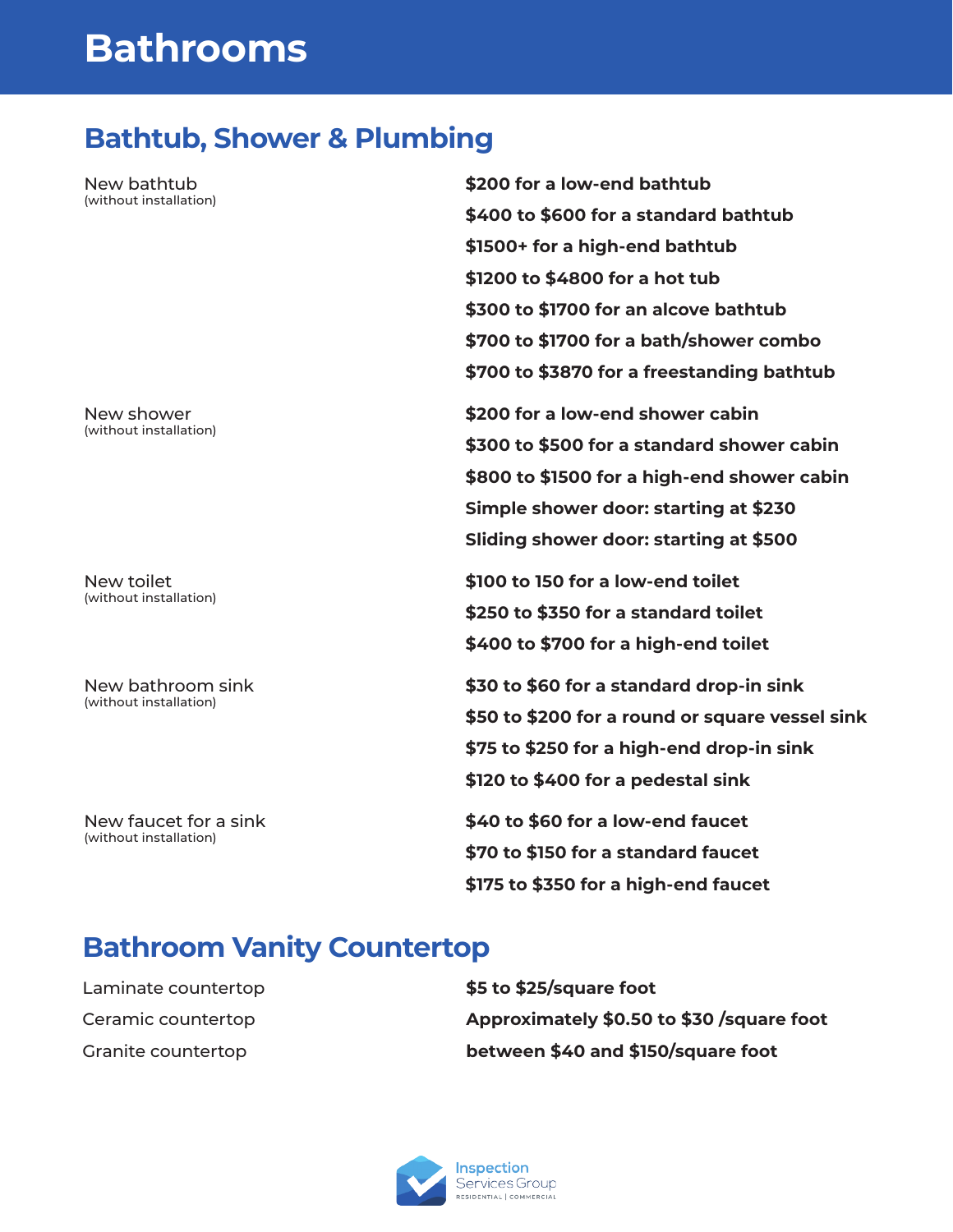# Bathrooms

## Bathtub, Shower & Plumbing

| Item | Price |
| --- | --- |
| New bathtub (without installation) | **$200 for a low-end bathtub** |
| | **$400 to $600 for a standard bathtub** |
| | **$1500+ for a high-end bathtub** |
| | **$1200 to $4800 for a hot tub** |
| | **$300 to $1700 for an alcove bathtub** |
| | **$700 to $1700 for a bath/shower combo** |
| | **$700 to $3870 for a freestanding bathtub** |
| New shower (without installation) | **$200 for a low-end shower cabin** |
| | **$300 to $500 for a standard shower cabin** |
| | **$800 to $1500 for a high-end shower cabin** |
| | **Simple shower door: starting at $230** |
| | **Sliding shower door: starting at $500** |
| New toilet (without installation) | **$100 to 150 for a low-end toilet** |
| | **$250 to $350 for a standard toilet** |
| | **$400 to $700 for a high-end toilet** |
| New bathroom sink (without installation) | **$30 to $60 for a standard drop-in sink** |
| | **$50 to $200 for a round or square vessel sink** |
| | **$75 to $250 for a high-end drop-in sink** |
| | **$120 to $400 for a pedestal sink** |
| New faucet for a sink (without installation) | **$40 to $60 for a low-end faucet** |
| | **$70 to $150 for a standard faucet** |
| | **$175 to $350 for a high-end faucet** |

## Bathroom Vanity Countertop

| Item | Price |
| --- | --- |
| Laminate countertop | **$5 to $25/square foot** |
| Ceramic countertop | **Approximately $0.50 to $30 /square foot** |
| Granite countertop | **between $40 and $150/square foot** |

Inspection Services Group
RESIDENTIAL | COMMERCIAL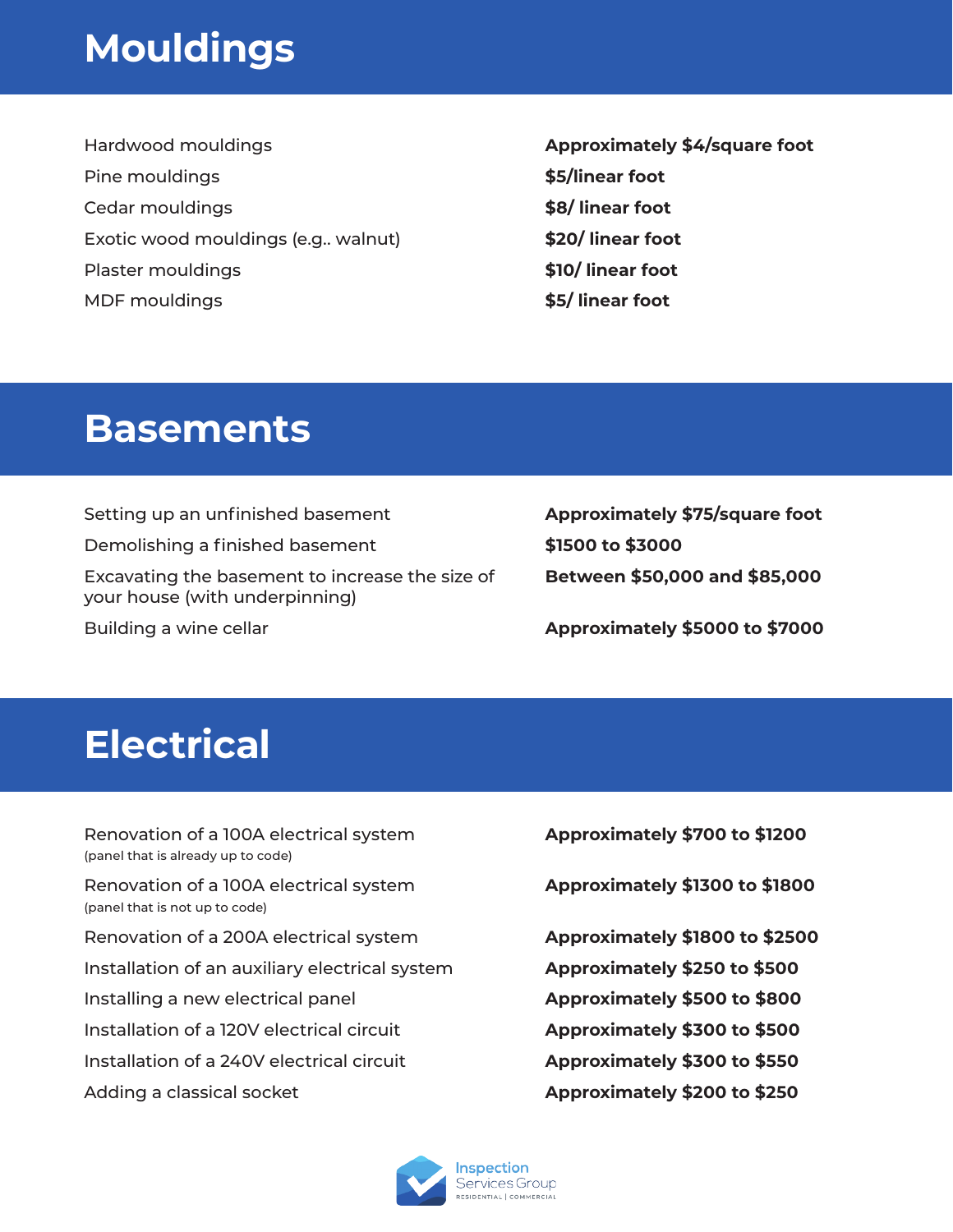# Mouldings

| | |
|---|---|
| Hardwood mouldings | **Approximately $4/square foot** |
| Pine mouldings | **$5/linear foot** |
| Cedar mouldings | **$8/ linear foot** |
| Exotic wood mouldings (e.g.. walnut) | **$20/ linear foot** |
| Plaster mouldings | **$10/ linear foot** |
| MDF mouldings | **$5/ linear foot** |

# Basements

| | |
|---|---|
| Setting up an unfinished basement | **Approximately $75/square foot** |
| Demolishing a finished basement | **$1500 to $3000** |
| Excavating the basement to increase the size of your house (with underpinning) | **Between $50,000 and $85,000** |
| Building a wine cellar | **Approximately $5000 to $7000** |

# Electrical

| | |
|---|---|
| Renovation of a 100A electrical system (panel that is already up to code) | **Approximately $700 to $1200** |
| Renovation of a 100A electrical system (panel that is not up to code) | **Approximately $1300 to $1800** |
| Renovation of a 200A electrical system | **Approximately $1800 to $2500** |
| Installation of an auxiliary electrical system | **Approximately $250 to $500** |
| Installing a new electrical panel | **Approximately $500 to $800** |
| Installation of a 120V electrical circuit | **Approximately $300 to $500** |
| Installation of a 240V electrical circuit | **Approximately $300 to $550** |
| Adding a classical socket | **Approximately $200 to $250** |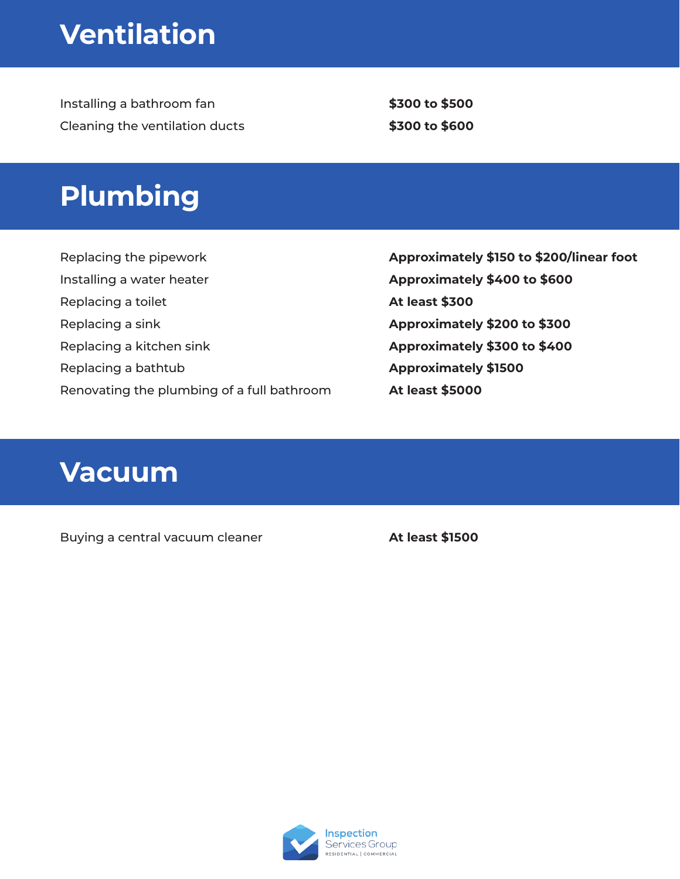# Ventilation

| | |
|---|---|
| Installing a bathroom fan | **$300 to $500** |
| Cleaning the ventilation ducts | **$300 to $600** |

# Plumbing

| | |
|---|---|
| Replacing the pipework | **Approximately $150 to $200/linear foot** |
| Installing a water heater | **Approximately $400 to $600** |
| Replacing a toilet | **At least $300** |
| Replacing a sink | **Approximately $200 to $300** |
| Replacing a kitchen sink | **Approximately $300 to $400** |
| Replacing a bathtub | **Approximately $1500** |
| Renovating the plumbing of a full bathroom | **At least $5000** |

# Vacuum

| | |
|---|---|
| Buying a central vacuum cleaner | **At least $1500** |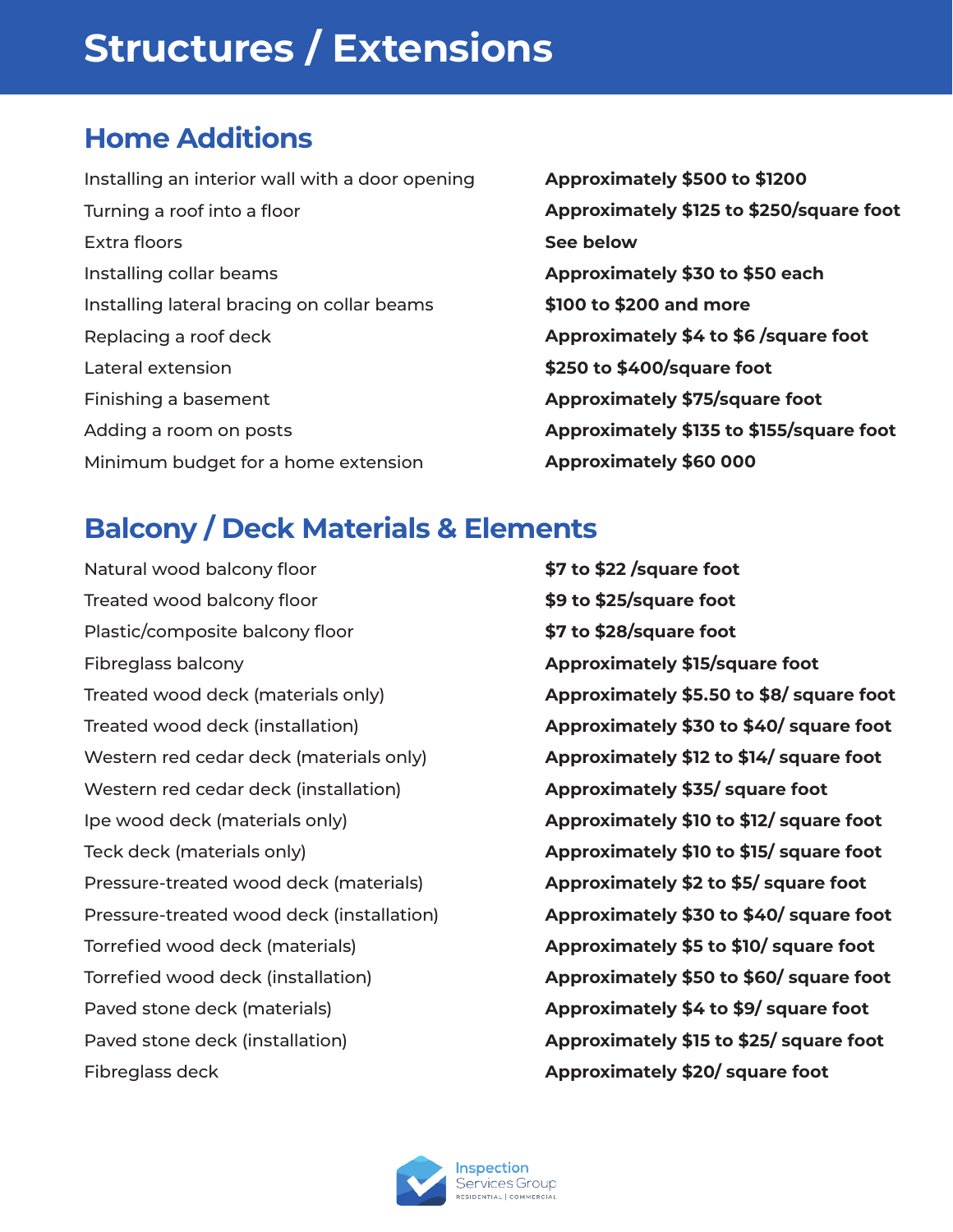# Structures / Extensions

## Home Additions

| | |
|---|---|
| Installing an interior wall with a door opening | **Approximately $500 to $1200** |
| Turning a roof into a floor | **Approximately $125 to $250/square foot** |
| Extra floors | **See below** |
| Installing collar beams | **Approximately $30 to $50 each** |
| Installing lateral bracing on collar beams | **$100 to $200 and more** |
| Replacing a roof deck | **Approximately $4 to $6 /square foot** |
| Lateral extension | **$250 to $400/square foot** |
| Finishing a basement | **Approximately $75/square foot** |
| Adding a room on posts | **Approximately $135 to $155/square foot** |
| Minimum budget for a home extension | **Approximately $60 000** |

## Balcony / Deck Materials & Elements

| | |
|---|---|
| Natural wood balcony floor | **$7 to $22 /square foot** |
| Treated wood balcony floor | **$9 to $25/square foot** |
| Plastic/composite balcony floor | **$7 to $28/square foot** |
| Fibreglass balcony | **Approximately $15/square foot** |
| Treated wood deck (materials only) | **Approximately $5.50 to $8/ square foot** |
| Treated wood deck (installation) | **Approximately $30 to $40/ square foot** |
| Western red cedar deck (materials only) | **Approximately $12 to $14/ square foot** |
| Western red cedar deck (installation) | **Approximately $35/ square foot** |
| Ipe wood deck (materials only) | **Approximately $10 to $12/ square foot** |
| Teck deck (materials only) | **Approximately $10 to $15/ square foot** |
| Pressure-treated wood deck (materials) | **Approximately $2 to $5/ square foot** |
| Pressure-treated wood deck (installation) | **Approximately $30 to $40/ square foot** |
| Torrefied wood deck (materials) | **Approximately $5 to $10/ square foot** |
| Torrefied wood deck (installation) | **Approximately $50 to $60/ square foot** |
| Paved stone deck (materials) | **Approximately $4 to $9/ square foot** |
| Paved stone deck (installation) | **Approximately $15 to $25/ square foot** |
| Fibreglass deck | **Approximately $20/ square foot** |

Inspection Services Group
RESIDENTIAL | COMMERCIAL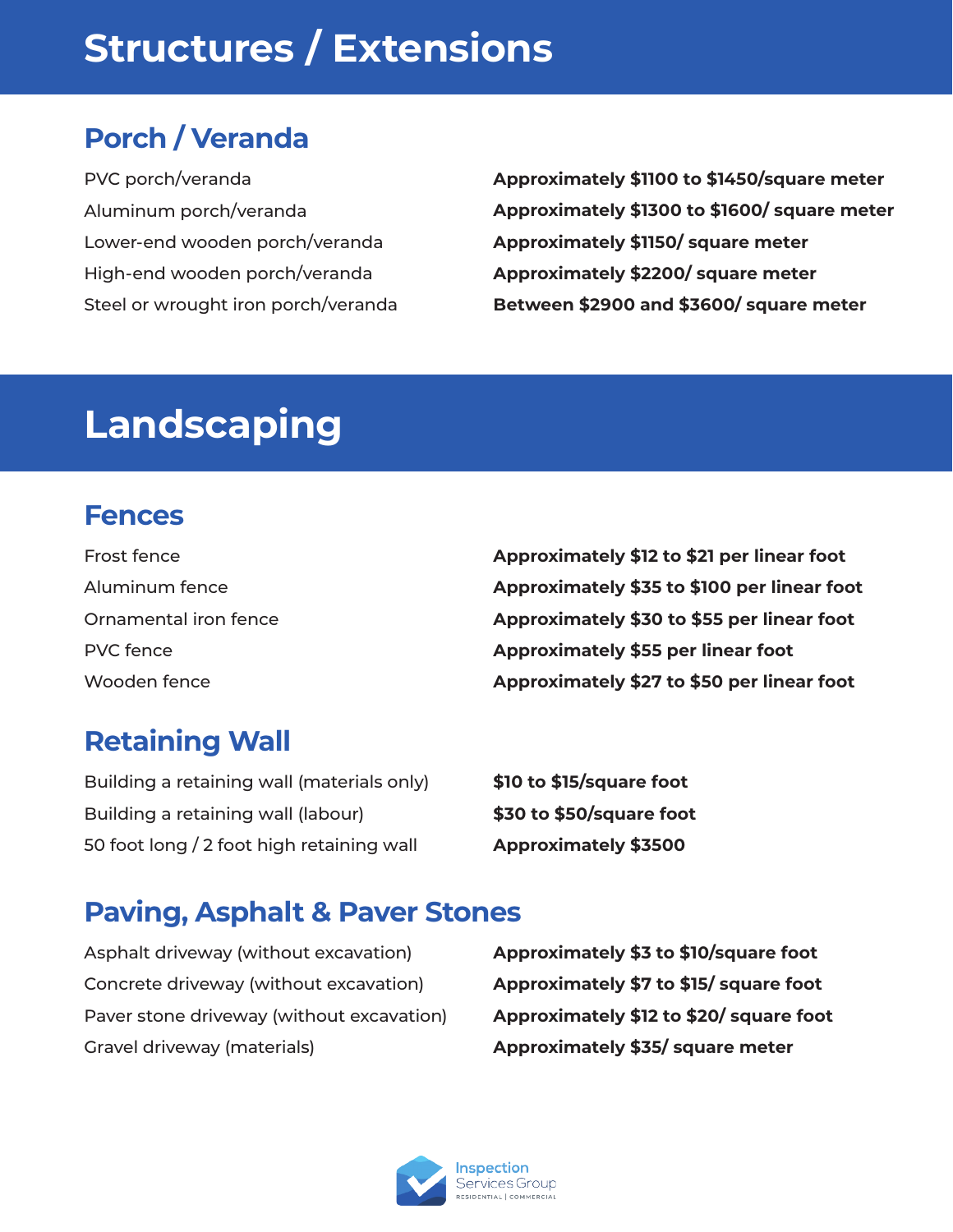# Structures / Extensions

## Porch / Veranda

| | |
|---|---|
| PVC porch/veranda | **Approximately $1100 to $1450/square meter** |
| Aluminum porch/veranda | **Approximately $1300 to $1600/ square meter** |
| Lower-end wooden porch/veranda | **Approximately $1150/ square meter** |
| High-end wooden porch/veranda | **Approximately $2200/ square meter** |
| Steel or wrought iron porch/veranda | **Between $2900 and $3600/ square meter** |

# Landscaping

## Fences

| | |
|---|---|
| Frost fence | **Approximately $12 to $21 per linear foot** |
| Aluminum fence | **Approximately $35 to $100 per linear foot** |
| Ornamental iron fence | **Approximately $30 to $55 per linear foot** |
| PVC fence | **Approximately $55 per linear foot** |
| Wooden fence | **Approximately $27 to $50 per linear foot** |

## Retaining Wall

| | |
|---|---|
| Building a retaining wall (materials only) | **$10 to $15/square foot** |
| Building a retaining wall (labour) | **$30 to $50/square foot** |
| 50 foot long / 2 foot high retaining wall | **Approximately $3500** |

## Paving, Asphalt & Paver Stones

| | |
|---|---|
| Asphalt driveway (without excavation) | **Approximately $3 to $10/square foot** |
| Concrete driveway (without excavation) | **Approximately $7 to $15/ square foot** |
| Paver stone driveway (without excavation) | **Approximately $12 to $20/ square foot** |
| Gravel driveway (materials) | **Approximately $35/ square meter** |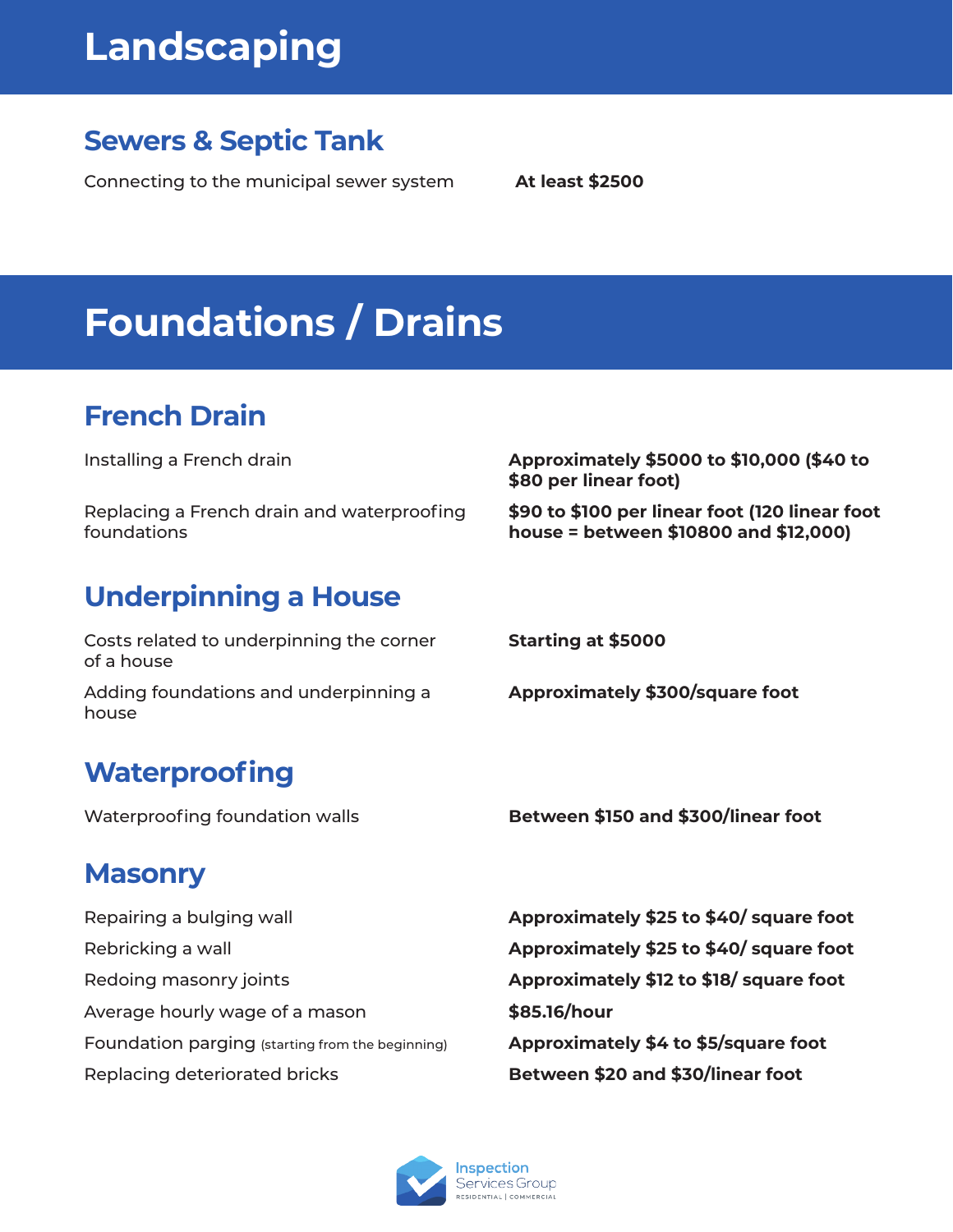# Landscaping

## Sewers & Septic Tank

| | |
|---|---|
| Connecting to the municipal sewer system | **At least $2500** |

# Foundations / Drains

## French Drain

| | |
|---|---|
| Installing a French drain | **Approximately $5000 to $10,000 ($40 to $80 per linear foot)** |
| Replacing a French drain and waterproofing foundations | **$90 to $100 per linear foot (120 linear foot house = between $10800 and $12,000)** |

## Underpinning a House

| | |
|---|---|
| Costs related to underpinning the corner of a house | **Starting at $5000** |
| Adding foundations and underpinning a house | **Approximately $300/square foot** |

## Waterproofing

| | |
|---|---|
| Waterproofing foundation walls | **Between $150 and $300/linear foot** |

## Masonry

| | |
|---|---|
| Repairing a bulging wall | **Approximately $25 to $40/ square foot** |
| Rebricking a wall | **Approximately $25 to $40/ square foot** |
| Redoing masonry joints | **Approximately $12 to $18/ square foot** |
| Average hourly wage of a mason | **$85.16/hour** |
| Foundation parging (starting from the beginning) | **Approximately $4 to $5/square foot** |
| Replacing deteriorated bricks | **Between $20 and $30/linear foot** |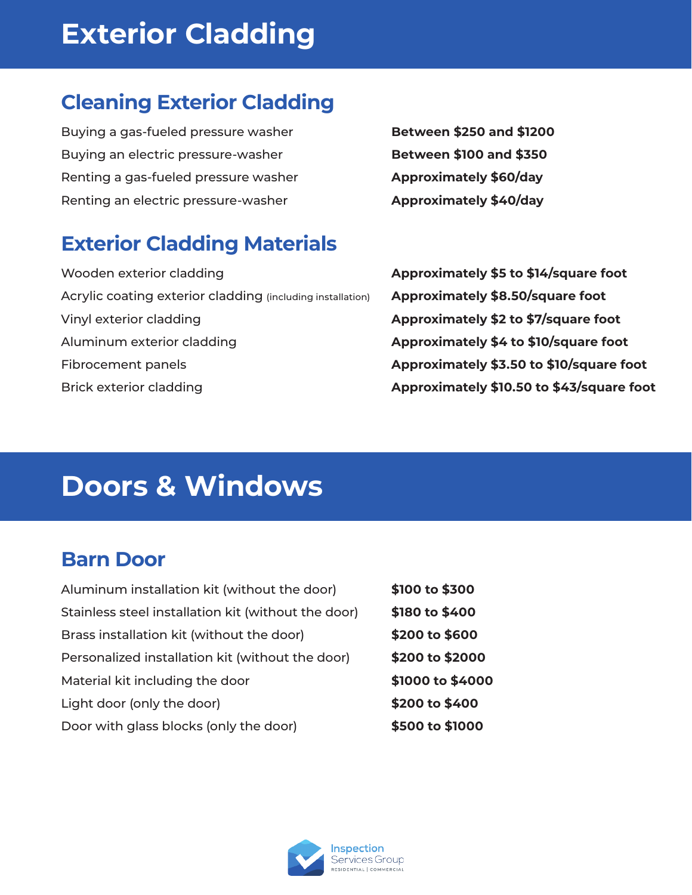# Exterior Cladding

## Cleaning Exterior Cladding

| | |
|---|---|
| Buying a gas-fueled pressure washer | **Between $250 and $1200** |
| Buying an electric pressure-washer | **Between $100 and $350** |
| Renting a gas-fueled pressure washer | **Approximately $60/day** |
| Renting an electric pressure-washer | **Approximately $40/day** |

## Exterior Cladding Materials

| | |
|---|---|
| Wooden exterior cladding | **Approximately $5 to $14/square foot** |
| Acrylic coating exterior cladding (including installation) | **Approximately $8.50/square foot** |
| Vinyl exterior cladding | **Approximately $2 to $7/square foot** |
| Aluminum exterior cladding | **Approximately $4 to $10/square foot** |
| Fibrocement panels | **Approximately $3.50 to $10/square foot** |
| Brick exterior cladding | **Approximately $10.50 to $43/square foot** |

# Doors & Windows

## Barn Door

| | |
|---|---|
| Aluminum installation kit (without the door) | **$100 to $300** |
| Stainless steel installation kit (without the door) | **$180 to $400** |
| Brass installation kit (without the door) | **$200 to $600** |
| Personalized installation kit (without the door) | **$200 to $2000** |
| Material kit including the door | **$1000 to $4000** |
| Light door (only the door) | **$200 to $400** |
| Door with glass blocks (only the door) | **$500 to $1000** |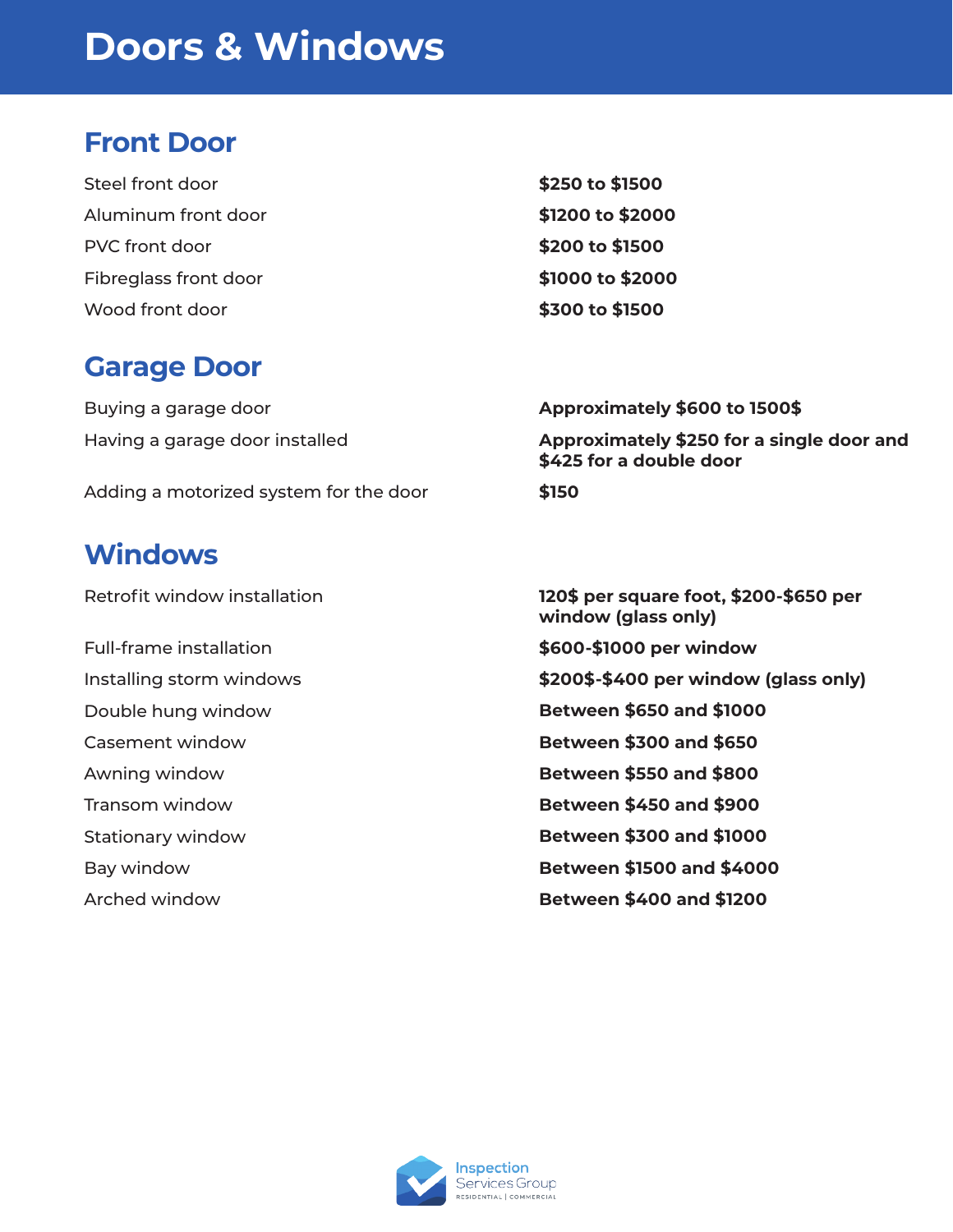# Doors & Windows

## Front Door

| | |
|---|---|
| Steel front door | **$250 to $1500** |
| Aluminum front door | **$1200 to $2000** |
| PVC front door | **$200 to $1500** |
| Fibreglass front door | **$1000 to $2000** |
| Wood front door | **$300 to $1500** |

## Garage Door

| | |
|---|---|
| Buying a garage door | **Approximately $600 to 1500$** |
| Having a garage door installed | **Approximately $250 for a single door and $425 for a double door** |
| Adding a motorized system for the door | **$150** |

## Windows

| | |
|---|---|
| Retrofit window installation | **120$ per square foot, $200-$650 per window (glass only)** |
| Full-frame installation | **$600-$1000 per window** |
| Installing storm windows | **$200$-$400 per window (glass only)** |
| Double hung window | **Between $650 and $1000** |
| Casement window | **Between $300 and $650** |
| Awning window | **Between $550 and $800** |
| Transom window | **Between $450 and $900** |
| Stationary window | **Between $300 and $1000** |
| Bay window | **Between $1500 and $4000** |
| Arched window | **Between $400 and $1200** |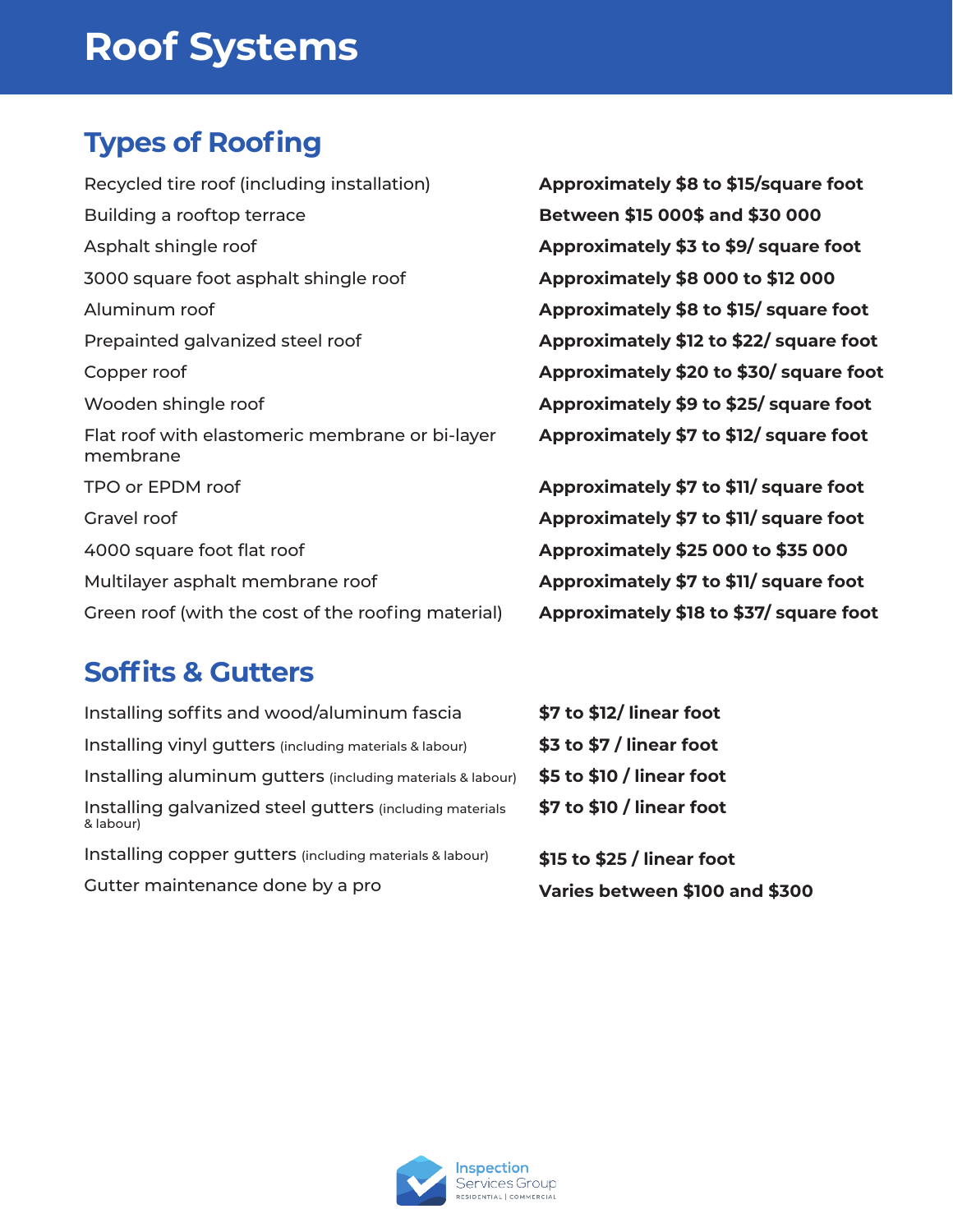# Roof Systems

## Types of Roofing

| | |
|---|---|
| Recycled tire roof (including installation) | **Approximately $8 to $15/square foot** |
| Building a rooftop terrace | **Between $15 000$ and $30 000** |
| Asphalt shingle roof | **Approximately $3 to $9/ square foot** |
| 3000 square foot asphalt shingle roof | **Approximately $8 000 to $12 000** |
| Aluminum roof | **Approximately $8 to $15/ square foot** |
| Prepainted galvanized steel roof | **Approximately $12 to $22/ square foot** |
| Copper roof | **Approximately $20 to $30/ square foot** |
| Wooden shingle roof | **Approximately $9 to $25/ square foot** |
| Flat roof with elastomeric membrane or bi-layer membrane | **Approximately $7 to $12/ square foot** |
| TPO or EPDM roof | **Approximately $7 to $11/ square foot** |
| Gravel roof | **Approximately $7 to $11/ square foot** |
| 4000 square foot flat roof | **Approximately $25 000 to $35 000** |
| Multilayer asphalt membrane roof | **Approximately $7 to $11/ square foot** |
| Green roof (with the cost of the roofing material) | **Approximately $18 to $37/ square foot** |

## Soffits & Gutters

| | |
|---|---|
| Installing soffits and wood/aluminum fascia | **$7 to $12/ linear foot** |
| Installing vinyl gutters (including materials & labour) | **$3 to $7 / linear foot** |
| Installing aluminum gutters (including materials & labour) | **$5 to $10 / linear foot** |
| Installing galvanized steel gutters (including materials & labour) | **$7 to $10 / linear foot** |
| Installing copper gutters (including materials & labour) | **$15 to $25 / linear foot** |
| Gutter maintenance done by a pro | **Varies between $100 and $300** |

Inspection Services Group
RESIDENTIAL | COMMERCIAL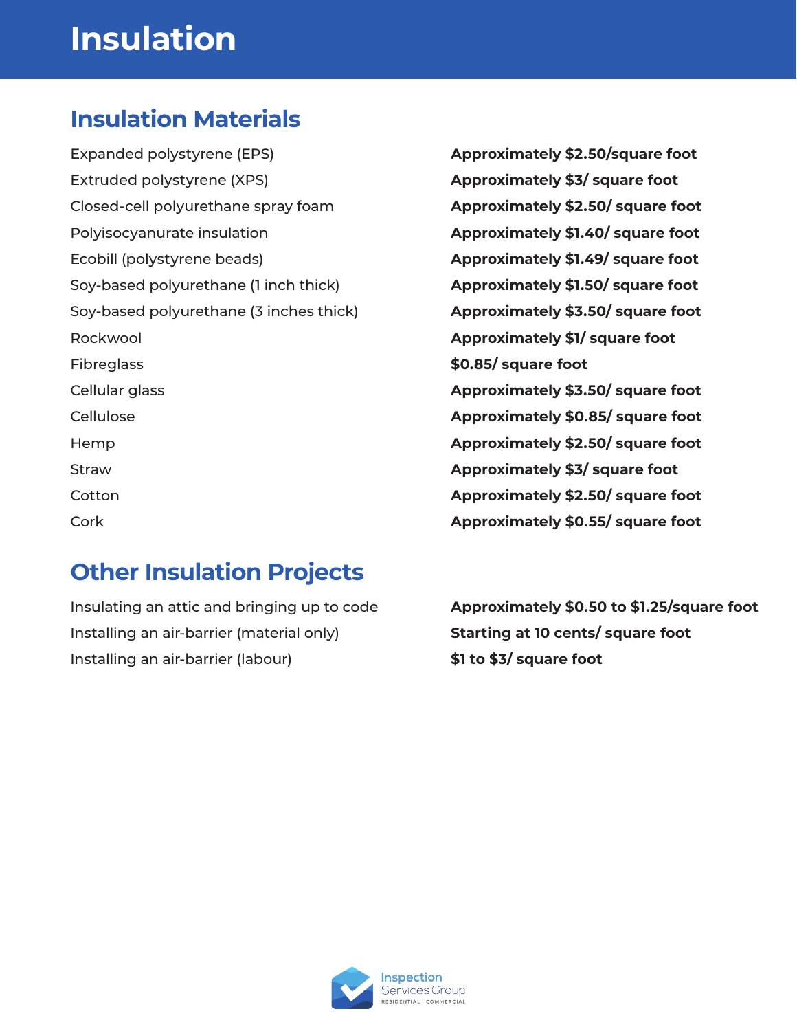# Insulation

## Insulation Materials

| | |
|---|---|
| Expanded polystyrene (EPS) | **Approximately $2.50/square foot** |
| Extruded polystyrene (XPS) | **Approximately $3/ square foot** |
| Closed-cell polyurethane spray foam | **Approximately $2.50/ square foot** |
| Polyisocyanurate insulation | **Approximately $1.40/ square foot** |
| Ecobill (polystyrene beads) | **Approximately $1.49/ square foot** |
| Soy-based polyurethane (1 inch thick) | **Approximately $1.50/ square foot** |
| Soy-based polyurethane (3 inches thick) | **Approximately $3.50/ square foot** |
| Rockwool | **Approximately $1/ square foot** |
| Fibreglass | **$0.85/ square foot** |
| Cellular glass | **Approximately $3.50/ square foot** |
| Cellulose | **Approximately $0.85/ square foot** |
| Hemp | **Approximately $2.50/ square foot** |
| Straw | **Approximately $3/ square foot** |
| Cotton | **Approximately $2.50/ square foot** |
| Cork | **Approximately $0.55/ square foot** |

## Other Insulation Projects

| | |
|---|---|
| Insulating an attic and bringing up to code | **Approximately $0.50 to $1.25/square foot** |
| Installing an air-barrier (material only) | **Starting at 10 cents/ square foot** |
| Installing an air-barrier (labour) | **$1 to $3/ square foot** |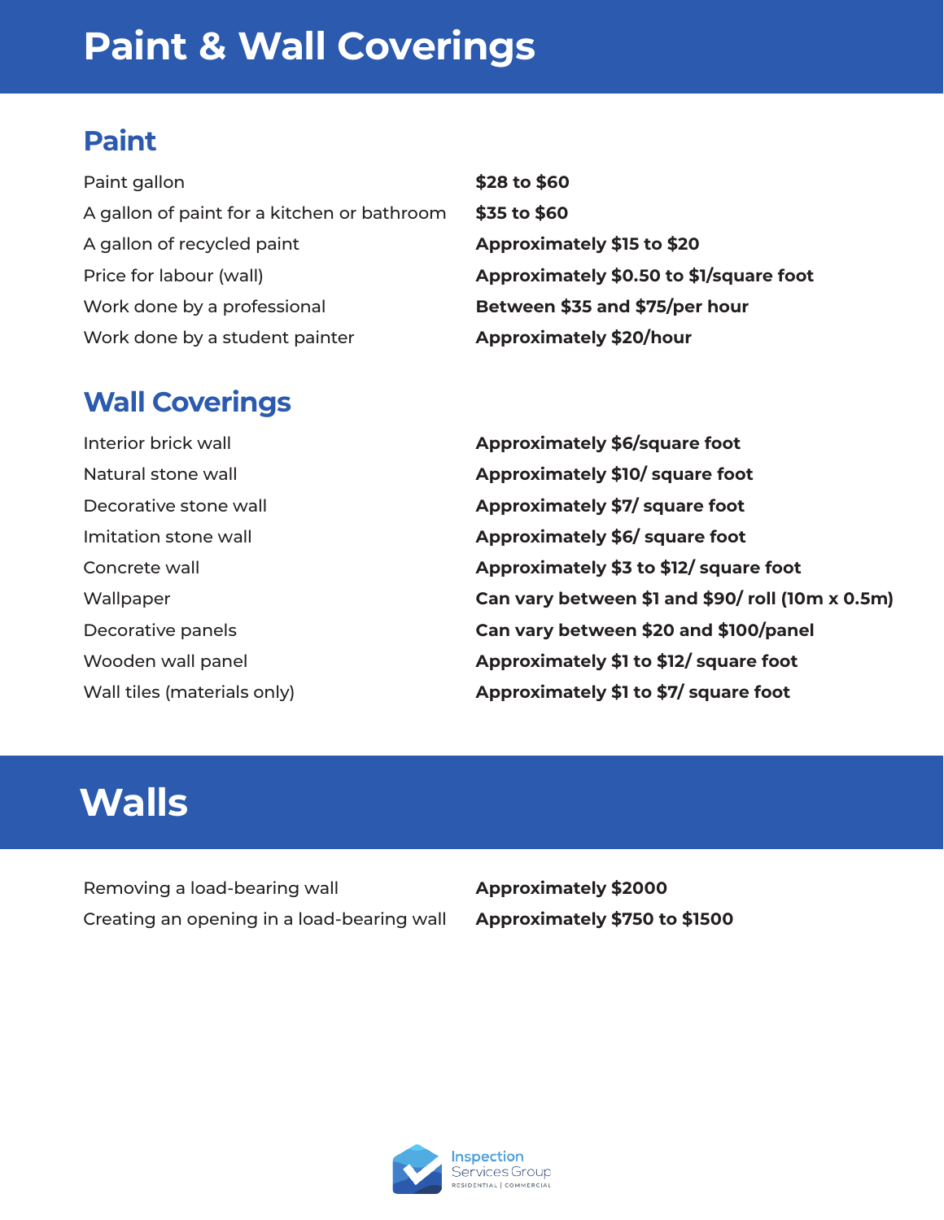# Paint & Wall Coverings

## Paint

| | |
|---|---|
| Paint gallon | **$28 to $60** |
| A gallon of paint for a kitchen or bathroom | **$35 to $60** |
| A gallon of recycled paint | **Approximately $15 to $20** |
| Price for labour (wall) | **Approximately $0.50 to $1/square foot** |
| Work done by a professional | **Between $35 and $75/per hour** |
| Work done by a student painter | **Approximately $20/hour** |

## Wall Coverings

| | |
|---|---|
| Interior brick wall | **Approximately $6/square foot** |
| Natural stone wall | **Approximately $10/ square foot** |
| Decorative stone wall | **Approximately $7/ square foot** |
| Imitation stone wall | **Approximately $6/ square foot** |
| Concrete wall | **Approximately $3 to $12/ square foot** |
| Wallpaper | **Can vary between $1 and $90/ roll (10m x 0.5m)** |
| Decorative panels | **Can vary between $20 and $100/panel** |
| Wooden wall panel | **Approximately $1 to $12/ square foot** |
| Wall tiles (materials only) | **Approximately $1 to $7/ square foot** |

# Walls

| | |
|---|---|
| Removing a load-bearing wall | **Approximately $2000** |
| Creating an opening in a load-bearing wall | **Approximately $750 to $1500** |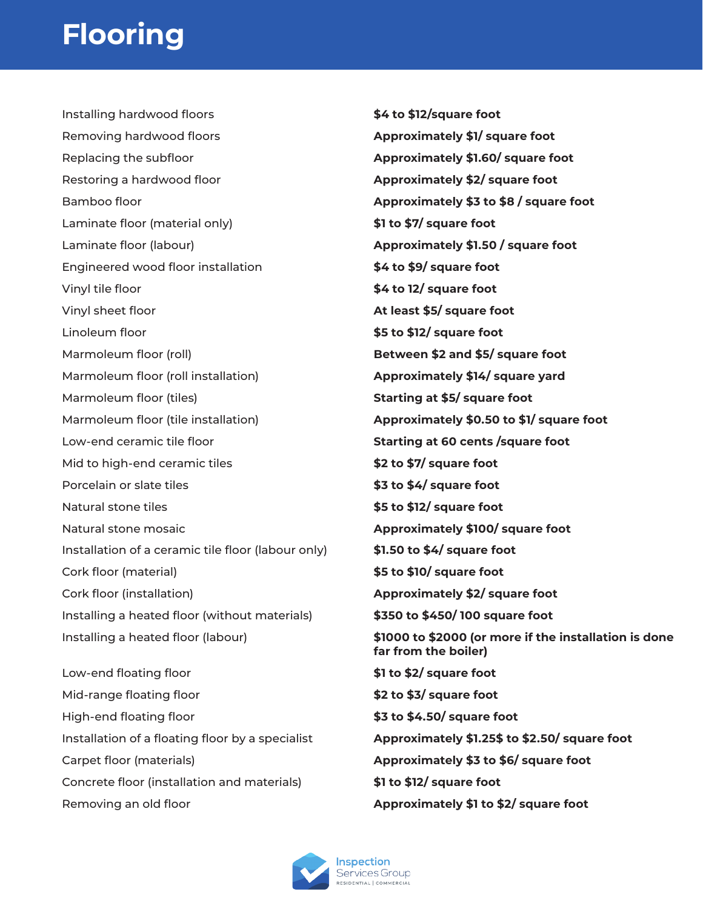# Flooring

| | |
|---|---|
| Installing hardwood floors | **$4 to $12/square foot** |
| Removing hardwood floors | **Approximately $1/ square foot** |
| Replacing the subfloor | **Approximately $1.60/ square foot** |
| Restoring a hardwood floor | **Approximately $2/ square foot** |
| Bamboo floor | **Approximately $3 to $8 / square foot** |
| Laminate floor (material only) | **$1 to $7/ square foot** |
| Laminate floor (labour) | **Approximately $1.50 / square foot** |
| Engineered wood floor installation | **$4 to $9/ square foot** |
| Vinyl tile floor | **$4 to 12/ square foot** |
| Vinyl sheet floor | **At least $5/ square foot** |
| Linoleum floor | **$5 to $12/ square foot** |
| Marmoleum floor (roll) | **Between $2 and $5/ square foot** |
| Marmoleum floor (roll installation) | **Approximately $14/ square yard** |
| Marmoleum floor (tiles) | **Starting at $5/ square foot** |
| Marmoleum floor (tile installation) | **Approximately $0.50 to $1/ square foot** |
| Low-end ceramic tile floor | **Starting at 60 cents /square foot** |
| Mid to high-end ceramic tiles | **$2 to $7/ square foot** |
| Porcelain or slate tiles | **$3 to $4/ square foot** |
| Natural stone tiles | **$5 to $12/ square foot** |
| Natural stone mosaic | **Approximately $100/ square foot** |
| Installation of a ceramic tile floor (labour only) | **$1.50 to $4/ square foot** |
| Cork floor (material) | **$5 to $10/ square foot** |
| Cork floor (installation) | **Approximately $2/ square foot** |
| Installing a heated floor (without materials) | **$350 to $450/ 100 square foot** |
| Installing a heated floor (labour) | **$1000 to $2000 (or more if the installation is done far from the boiler)** |
| Low-end floating floor | **$1 to $2/ square foot** |
| Mid-range floating floor | **$2 to $3/ square foot** |
| High-end floating floor | **$3 to $4.50/ square foot** |
| Installation of a floating floor by a specialist | **Approximately $1.25$ to $2.50/ square foot** |
| Carpet floor (materials) | **Approximately $3 to $6/ square foot** |
| Concrete floor (installation and materials) | **$1 to $12/ square foot** |
| Removing an old floor | **Approximately $1 to $2/ square foot** |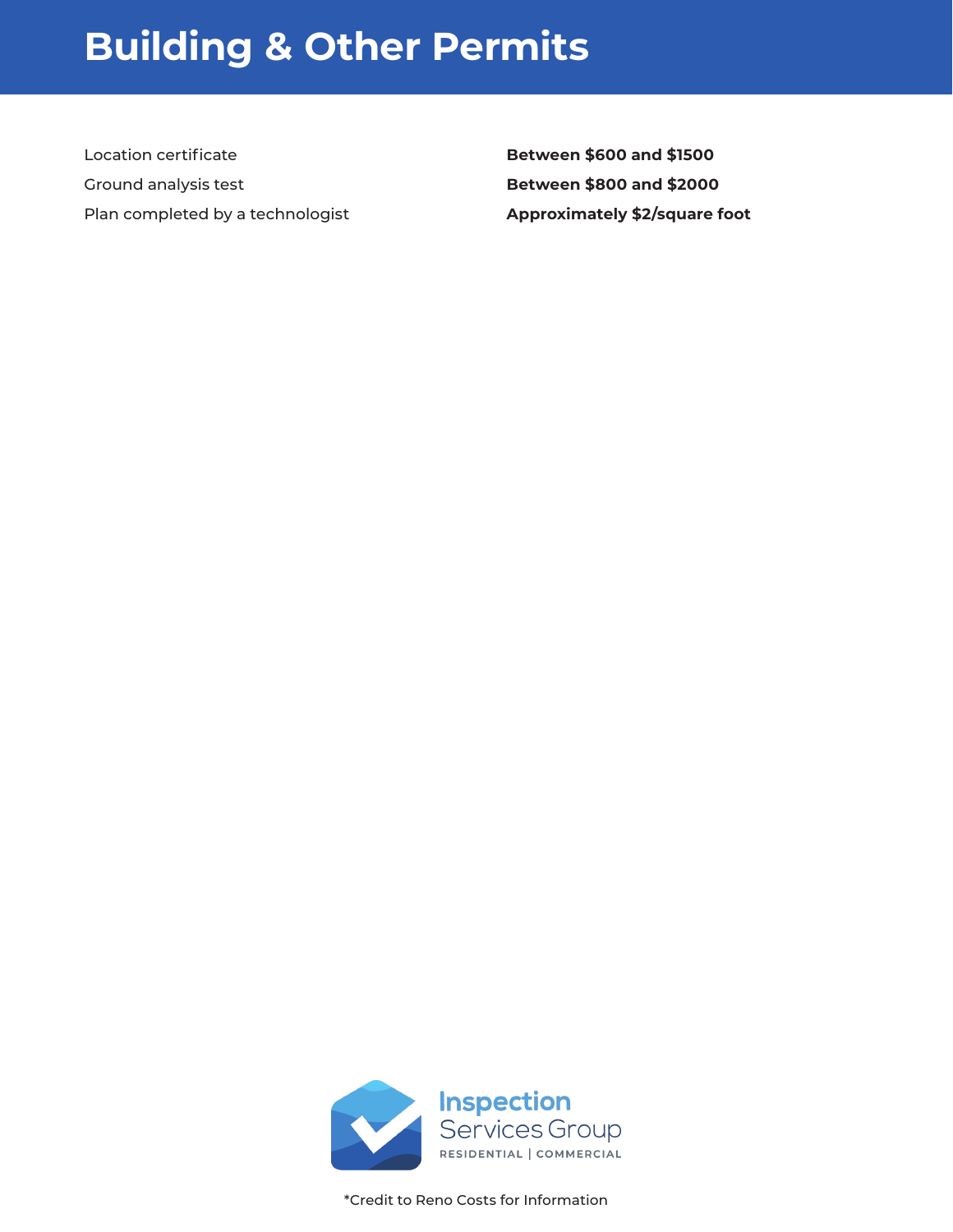# Building & Other Permits

| | |
|---|---|
| Location certificate | **Between $600 and $1500** |
| Ground analysis test | **Between $800 and $2000** |
| Plan completed by a technologist | **Approximately $2/square foot** |

Inspection Services Group
RESIDENTIAL | COMMERCIAL

*Credit to Reno Costs for Information